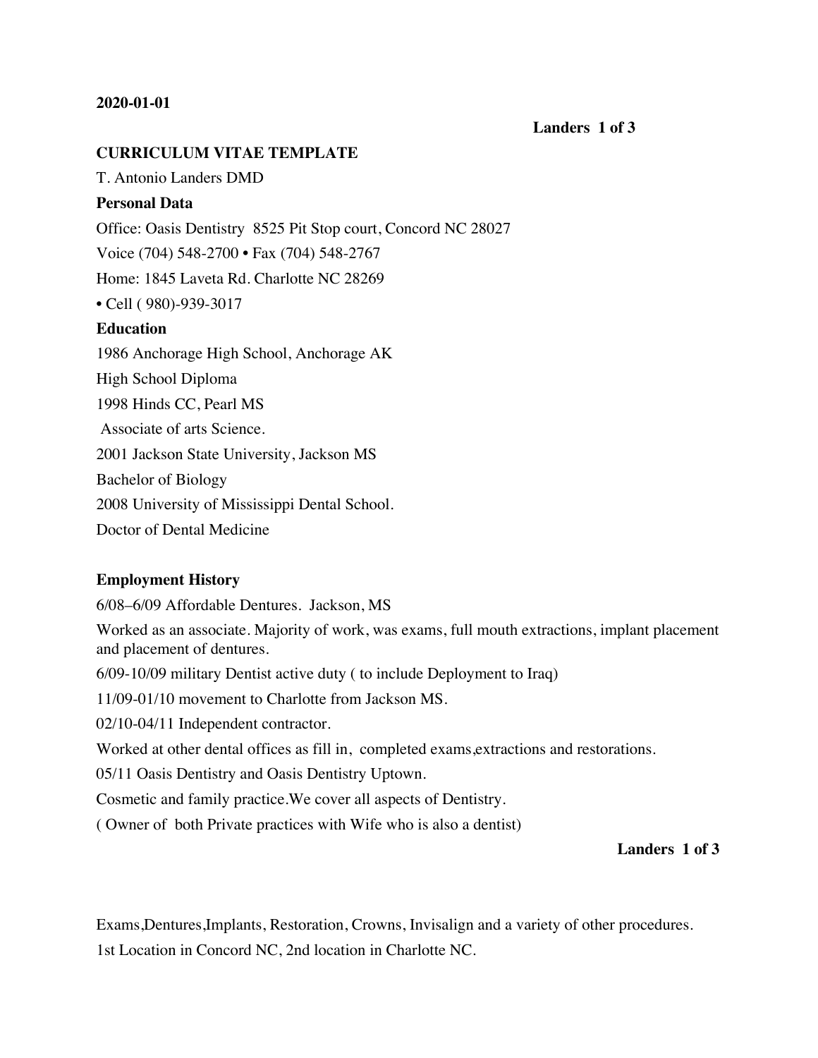**2020-01-01**

## CURRICULUM VITAE TEMPLATE

T. Antonio Landers DMD

### Personal Data

Office: Oasis Dentistry 8525 Pit Stop court, Concord NC 28027

Voice (704) 548-2700 • Fax (704) 548-2767

Home: 1845 Laveta Rd. Charlotte NC 28269

• Cell ( 980)-939-3017

### Education

1986 Anchorage High School, Anchorage AK

High School Diploma

1998 Hinds CC, Pearl MS

Associate of arts Science.

2001 Jackson State University, Jackson MS

Bachelor of Biology

2008 University of Mississippi Dental School.

Doctor of Dental Medicine

### Employment History

6/08–6/09 Affordable Dentures. Jackson, MS

Worked as an associate. Majority of work, was exams, full mouth extractions, implant placement and placement of dentures.

6/09-10/09 military Dentist active duty ( to include Deployment to Iraq)

11/09-01/10 movement to Charlotte from Jackson MS.

02/10-04/11 Independent contractor.

Worked at other dental offices as fill in, completed exams,extractions and restorations.

05/11 Oasis Dentistry and Oasis Dentistry Uptown.

Cosmetic and family practice.We cover all aspects of Dentistry.

( Owner of both Private practices with Wife who is also a dentist)

Exams,Dentures,Implants, Restoration, Crowns, Invisalign and a variety of other procedures.

1st Location in Concord NC, 2nd location in Charlotte NC.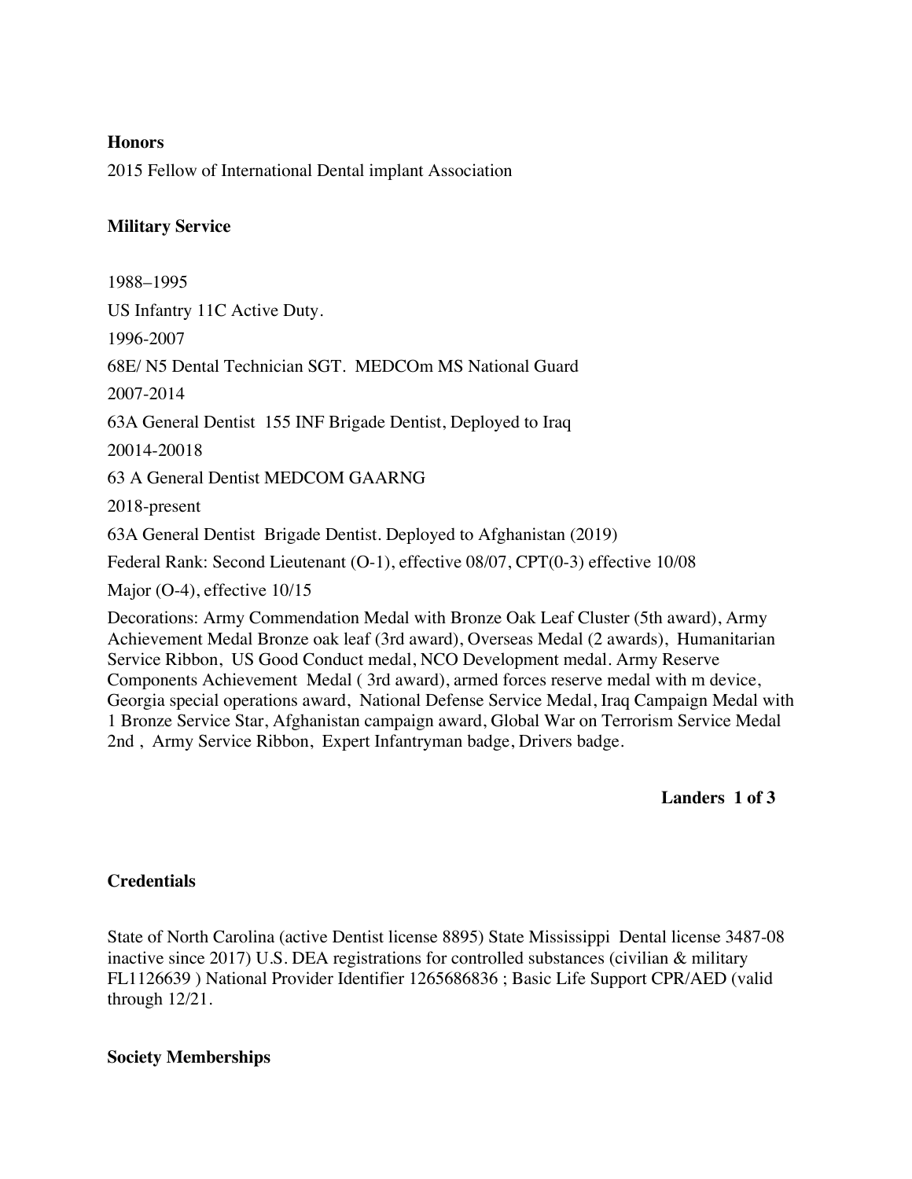**Honors**

2015 Fellow of International Dental implant Association

**Military Service**

1988–1995

US Infantry 11C Active Duty.

1996-2007

68E/ N5 Dental Technician SGT. MEDCOm MS National Guard

2007-2014

63A General Dentist 155 INF Brigade Dentist, Deployed to Iraq

20014-20018

63 A General Dentist MEDCOM GAARNG

2018-present

63A General Dentist Brigade Dentist. Deployed to Afghanistan (2019)

Federal Rank: Second Lieutenant (O-1), effective 08/07, CPT(0-3) effective 10/08

Major (O-4), effective 10/15

Decorations: Army Commendation Medal with Bronze Oak Leaf Cluster (5th award), Army Achievement Medal Bronze oak leaf (3rd award), Overseas Medal (2 awards), Humanitarian Service Ribbon, US Good Conduct medal, NCO Development medal. Army Reserve Components Achievement Medal ( 3rd award), armed forces reserve medal with m device, Georgia special operations award, National Defense Service Medal, Iraq Campaign Medal with 1 Bronze Service Star, Afghanistan campaign award, Global War on Terrorism Service Medal 2nd , Army Service Ribbon, Expert Infantryman badge, Drivers badge.

**Credentials**

State of North Carolina (active Dentist license 8895) State Mississippi Dental license 3487-08 inactive since 2017) U.S. DEA registrations for controlled substances (civilian & military FL1126639 ) National Provider Identifier 1265686836 ; Basic Life Support CPR/AED (valid through 12/21.

**Society Memberships**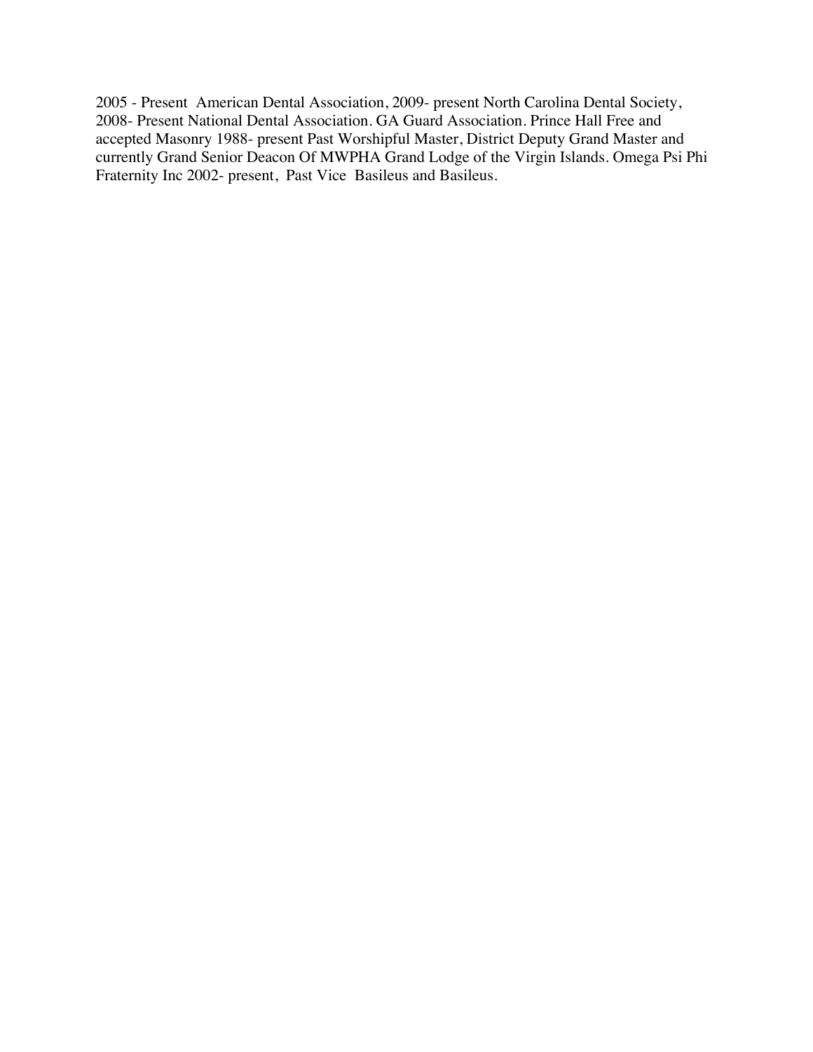2005 - Present American Dental Association, 2009- present North Carolina Dental Society, 2008- Present National Dental Association. GA Guard Association. Prince Hall Free and accepted Masonry 1988- present Past Worshipful Master, District Deputy Grand Master and currently Grand Senior Deacon Of MWPHA Grand Lodge of the Virgin Islands. Omega Psi Phi Fraternity Inc 2002- present, Past Vice Basileus and Basileus.